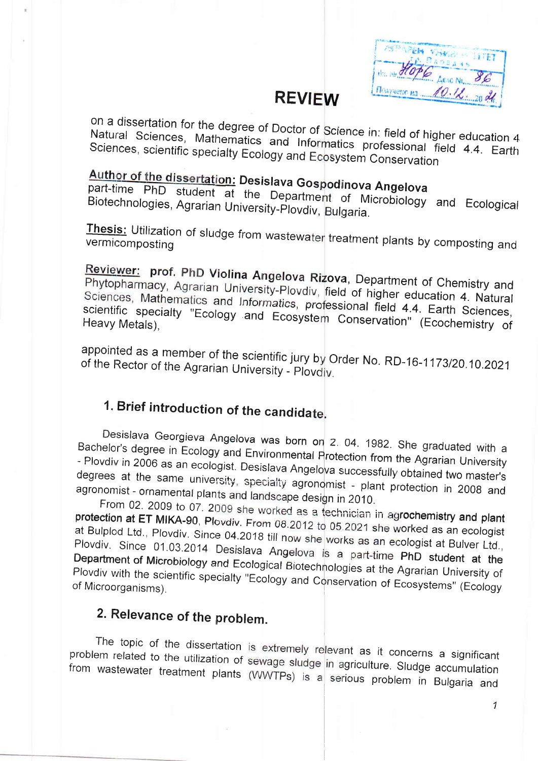# REVIEW

on a dissertation for the degree of Doctor of Science in: field of higher education 4 Natural Sciences, Mathematics and Informatics professional field 4.4. Earth Sciences, scientific specialty Ecology and Ecosystem Conservation

**Author of the dissertation: Desislava Gospodinova Angelova** part-time PhD student at the Department of Microbiology and Ecological Biotechnologies, Agrarian University-Plovdiv, Bulgaria.

**Thesis:** Utilization of sludge from wastewater treatment plants by composting and vermicomposting

**Reviewer: prof. PhD Violina Angelova Rizova**, Department of Chemistry and Phytopharmacy, Agrarian University-Plovdiv, field of higher education 4. Natural Sciences, Mathematics and Informatics, professional field 4.4. Earth Sciences, scientific specialty "Ecology and Ecosystem Conservation" (Ecochemistry of Heavy Metals),

appointed as a member of the scientific jury by Order No. RD-16-1173/20.10.2021 of the Rector of the Agrarian University - Plovdiv.

## 1. Brief introduction of the candidate.

Desislava Georgieva Angelova was born on 2. 04. 1982. She graduated with a Bachelor's degree in Ecology and Environmental Protection from the Agrarian University - Plovdiv in 2006 as an ecologist. Desislava Angelova successfully obtained two master's degrees at the same university, specialty agronomist - plant protection in 2008 and agronomist - ornamental plants and landscape design in 2010.

From 02. 2009 to 07. 2009 she worked as a technician in agrochemistry and plant protection at ET MIKA-90, Plovdiv. From 08.2012 to 05.2021 she worked as an ecologist at Bulplod Ltd., Plovdiv. Since 04.2018 till now she works as an ecologist at Bulver Ltd., Plovdiv. Since 01.03.2014 Desislava Angelova is a part-time PhD student at the Department of Microbiology and Ecological Biotechnologies at the Agrarian University of Plovdiv with the scientific specialty "Ecology and Conservation of Ecosystems" (Ecology of Microorganisms).

## 2. Relevance of the problem.

The topic of the dissertation is extremely relevant as it concerns a significant problem related to the utilization of sewage sludge in agriculture. Sludge accumulation from wastewater treatment plants (WWTPs) is a serious problem in Bulgaria and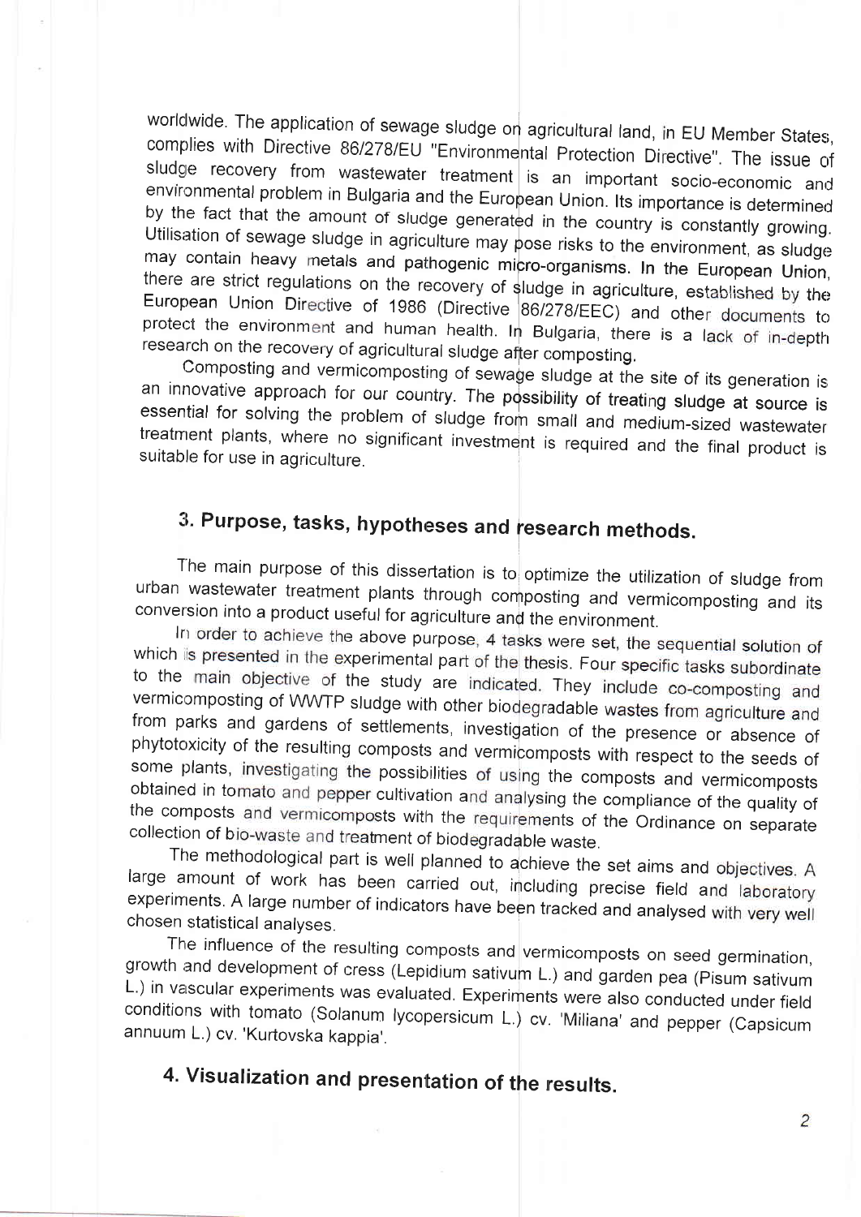worldwide. The application of sewage sludge on agricultural land, in EU Member States, complies with Directive 86/278/EU "Environmental Protection Directive". The issue of sludge recovery from wastewater treatment is an important socio-economic and environmental problem in Bulgaria and the European Union. Its importance is determined by the fact that the amount of sludge generated in the country is constantly growing. Utilisation of sewage sludge in agriculture may pose risks to the environment, as sludge may contain heavy metals and pathogenic micro-organisms. In the European Union, there are strict regulations on the recovery of sludge in agriculture, established by the European Union Directive of 1986 (Directive 86/278/EEC) and other documents to protect the environment and human health. In Bulgaria, there is a lack of in-depth research on the recovery of agricultural sludge after composting.

Composting and vermicomposting of sewage sludge at the site of its generation is an innovative approach for our country. The possibility of treating sludge at source is essential for solving the problem of sludge from small and medium-sized wastewater treatment plants, where no significant investment is required and the final product is suitable for use in agriculture.

## 3. Purpose, tasks, hypotheses and research methods.

The main purpose of this dissertation is to optimize the utilization of sludge from urban wastewater treatment plants through composting and vermicomposting and its conversion into a product useful for agriculture and the environment.

In order to achieve the above purpose, 4 tasks were set, the sequential solution of which is presented in the experimental part of the thesis. Four specific tasks subordinate to the main objective of the study are indicated. They include co-composting and vermicomposting of WWTP sludge with other biodegradable wastes from agriculture and from parks and gardens of settlements, investigation of the presence or absence of phytotoxicity of the resulting composts and vermicomposts with respect to the seeds of some plants, investigating the possibilities of using the composts and vermicomposts obtained in tomato and pepper cultivation and analysing the compliance of the quality of the composts and vermicomposts with the requirements of the Ordinance on separate collection of bio-waste and treatment of biodegradable waste.

The methodological part is well planned to achieve the set aims and objectives. A large amount of work has been carried out, including precise field and laboratory experiments. A large number of indicators have been tracked and analysed with very well chosen statistical analyses.

The influence of the resulting composts and vermicomposts on seed germination, growth and development of cress (Lepidium sativum L.) and garden pea (Pisum sativum L.) in vascular experiments was evaluated. Experiments were also conducted under field conditions with tomato (Solanum lycopersicum L.) cv. 'Miliana' and pepper (Capsicum annuum L.) cv. 'Kurtovska kappia'.

## 4. Visualization and presentation of the results.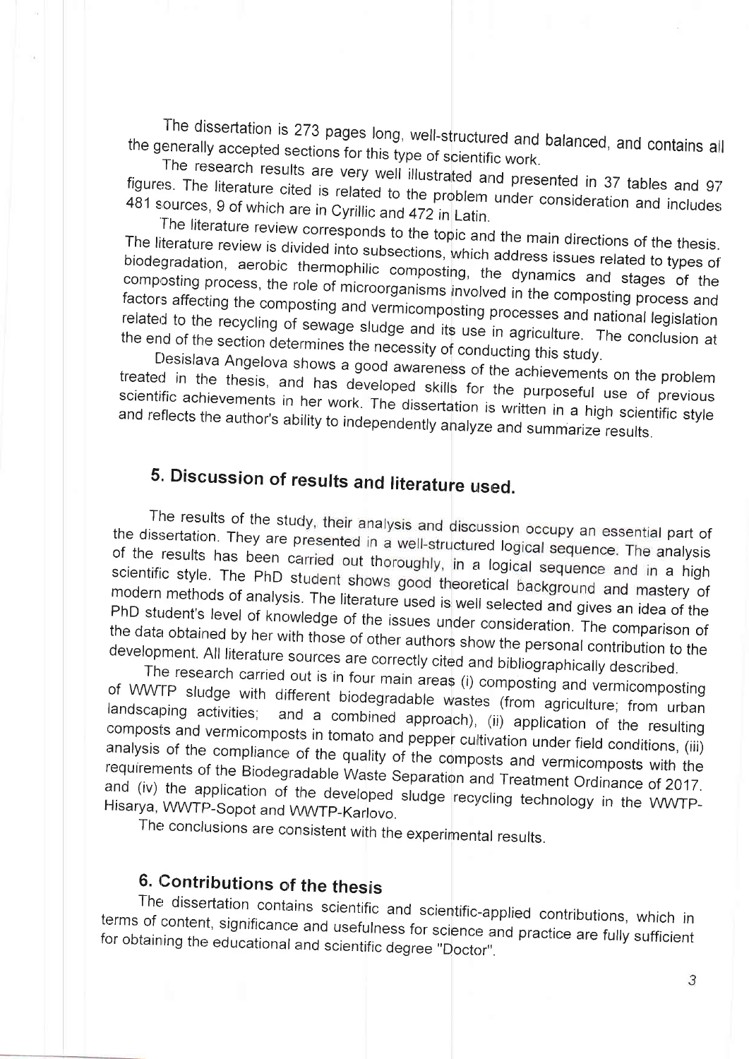The dissertation is 273 pages long, well-structured and balanced, and contains all the generally accepted sections for this type of scientific work.

The research results are very well illustrated and presented in 37 tables and 97 figures. The literature cited is related to the problem under consideration and includes 481 sources, 9 of which are in Cyrillic and 472 in Latin.

The literature review corresponds to the topic and the main directions of the thesis. The literature review is divided into subsections, which address issues related to types of biodegradation, aerobic thermophilic composting, the dynamics and stages of the composting process, the role of microorganisms involved in the composting process and factors affecting the composting and vermicomposting processes and national legislation related to the recycling of sewage sludge and its use in agriculture. The conclusion at the end of the section determines the necessity of conducting this study.

Desislava Angelova shows a good awareness of the achievements on the problem treated in the thesis, and has developed skills for the purposeful use of previous scientific achievements in her work. The dissertation is written in a high scientific style and reflects the author's ability to independently analyze and summarize results.

## 5. Discussion of results and literature used.

The results of the study, their analysis and discussion occupy an essential part of the dissertation. They are presented in a well-structured logical sequence. The analysis of the results has been carried out thoroughly, in a logical sequence and in a high scientific style. The PhD student shows good theoretical background and mastery of modern methods of analysis. The literature used is well selected and gives an idea of the PhD student's level of knowledge of the issues under consideration. The comparison of the data obtained by her with those of other authors show the personal contribution to the development. All literature sources are correctly cited and bibliographically described.

The research carried out is in four main areas (i) composting and vermicomposting of WWTP sludge with different biodegradable wastes (from agriculture; from urban landscaping activities; and a combined approach), (ii) application of the resulting composts and vermicomposts in tomato and pepper cultivation under field conditions, (iii) analysis of the compliance of the quality of the composts and vermicomposts with the requirements of the Biodegradable Waste Separation and Treatment Ordinance of 2017. and (iv) the application of the developed sludge recycling technology in the WWTP-Hisarya, WWTP-Sopot and WWTP-Karlovo.

The conclusions are consistent with the experimental results.

## 6. Contributions of the thesis

The dissertation contains scientific and scientific-applied contributions, which in terms of content, significance and usefulness for science and practice are fully sufficient for obtaining the educational and scientific degree "Doctor".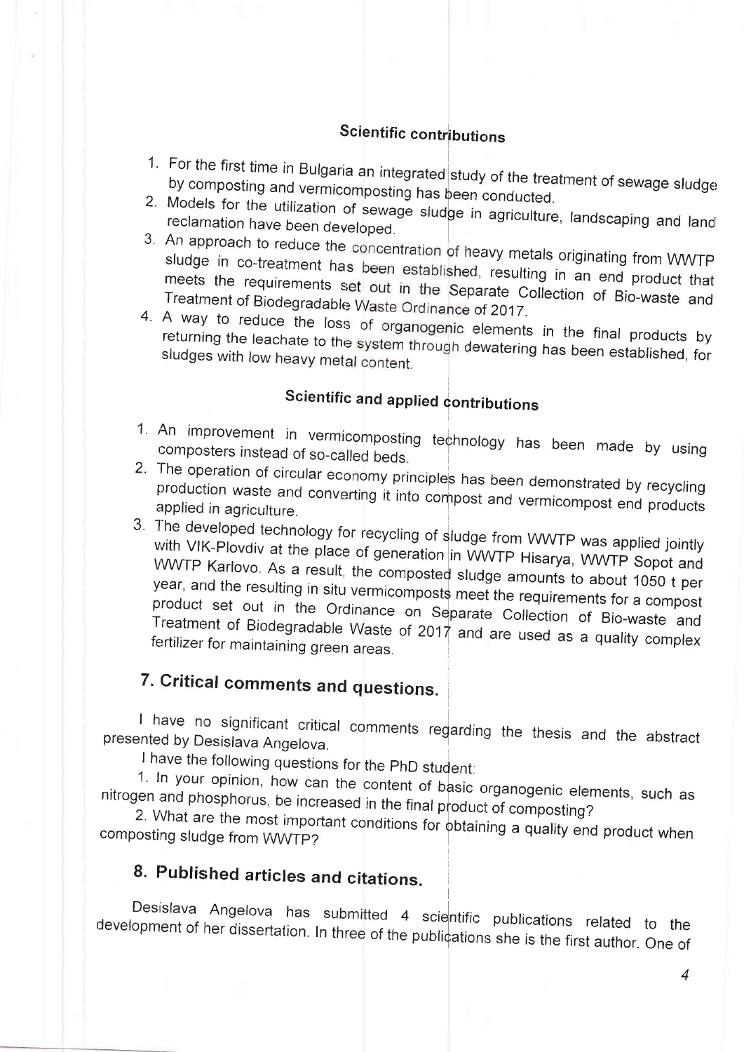## Scientific contributions

1. For the first time in Bulgaria an integrated study of the treatment of sewage sludge by composting and vermicomposting has been conducted.
2. Models for the utilization of sewage sludge in agriculture, landscaping and land reclamation have been developed.
3. An approach to reduce the concentration of heavy metals originating from WWTP sludge in co-treatment has been established, resulting in an end product that meets the requirements set out in the Separate Collection of Bio-waste and Treatment of Biodegradable Waste Ordinance of 2017.
4. A way to reduce the loss of organogenic elements in the final products by returning the leachate to the system through dewatering has been established, for sludges with low heavy metal content.

## Scientific and applied contributions

1. An improvement in vermicomposting technology has been made by using composters instead of so-called beds.
2. The operation of circular economy principles has been demonstrated by recycling production waste and converting it into compost and vermicompost end products applied in agriculture.
3. The developed technology for recycling of sludge from WWTP was applied jointly with VIK-Plovdiv at the place of generation in WWTP Hisarya, WWTP Sopot and WWTP Karlovo. As a result, the composted sludge amounts to about 1050 t per year, and the resulting in situ vermicomposts meet the requirements for a compost product set out in the Ordinance on Separate Collection of Bio-waste and Treatment of Biodegradable Waste of 2017 and are used as a quality complex fertilizer for maintaining green areas.

# 7. Critical comments and questions.

I have no significant critical comments regarding the thesis and the abstract presented by Desislava Angelova.

I have the following questions for the PhD student:

1. In your opinion, how can the content of basic organogenic elements, such as nitrogen and phosphorus, be increased in the final product of composting?
2. What are the most important conditions for obtaining a quality end product when composting sludge from WWTP?

# 8. Published articles and citations.

Desislava Angelova has submitted 4 scientific publications related to the development of her dissertation. In three of the publications she is the first author. One of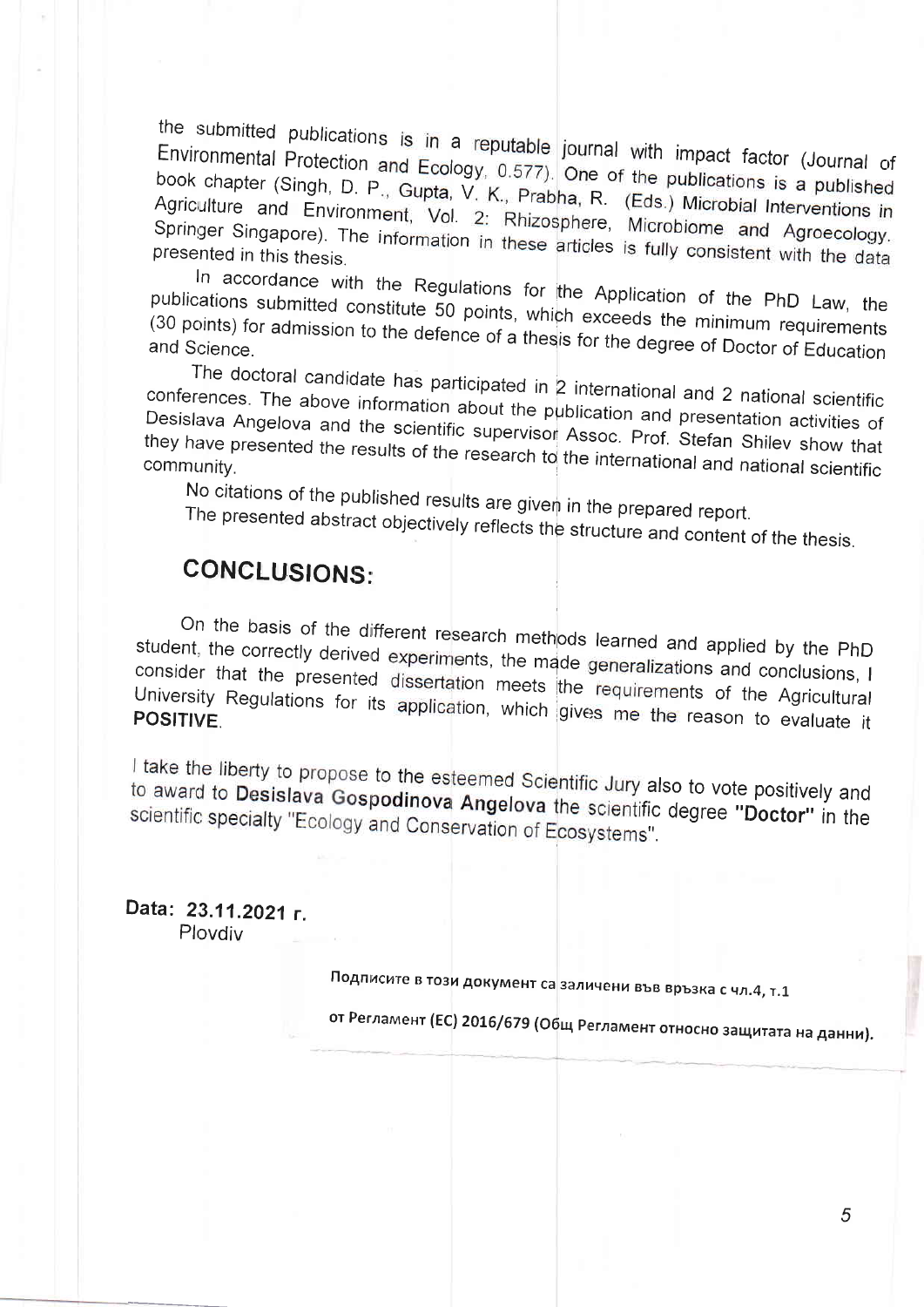the submitted publications is in a reputable journal with impact factor (Journal of Environmental Protection and Ecology, 0.577). One of the publications is a published book chapter (Singh, D. P., Gupta, V. K., Prabha, R. (Eds.) Microbial Interventions in Agriculture and Environment, Vol. 2: Rhizosphere, Microbiome and Agroecology. Springer Singapore). The information in these articles is fully consistent with the data presented in this thesis.

In accordance with the Regulations for the Application of the PhD Law, the publications submitted constitute 50 points, which exceeds the minimum requirements (30 points) for admission to the defence of a thesis for the degree of Doctor of Education and Science.

The doctoral candidate has participated in 2 international and 2 national scientific conferences. The above information about the publication and presentation activities of Desislava Angelova and the scientific supervisor Assoc. Prof. Stefan Shilev show that they have presented the results of the research to the international and national scientific community.

No citations of the published results are given in the prepared report.

The presented abstract objectively reflects the structure and content of the thesis.

## CONCLUSIONS:

On the basis of the different research methods learned and applied by the PhD student, the correctly derived experiments, the made generalizations and conclusions, I consider that the presented dissertation meets the requirements of the Agricultural University Regulations for its application, which gives me the reason to evaluate it **POSITIVE**.

I take the liberty to propose to the esteemed Scientific Jury also to vote positively and to award to **Desislava Gospodinova Angelova** the scientific degree **"Doctor"** in the scientific specialty "Ecology and Conservation of Ecosystems".

**Data: 23.11.2021 г.**
Plovdiv

**Подписите в този документ са заличени във връзка с чл.4, т.1 от Регламент (ЕС) 2016/679 (Общ Регламент относно защитата на данни).**